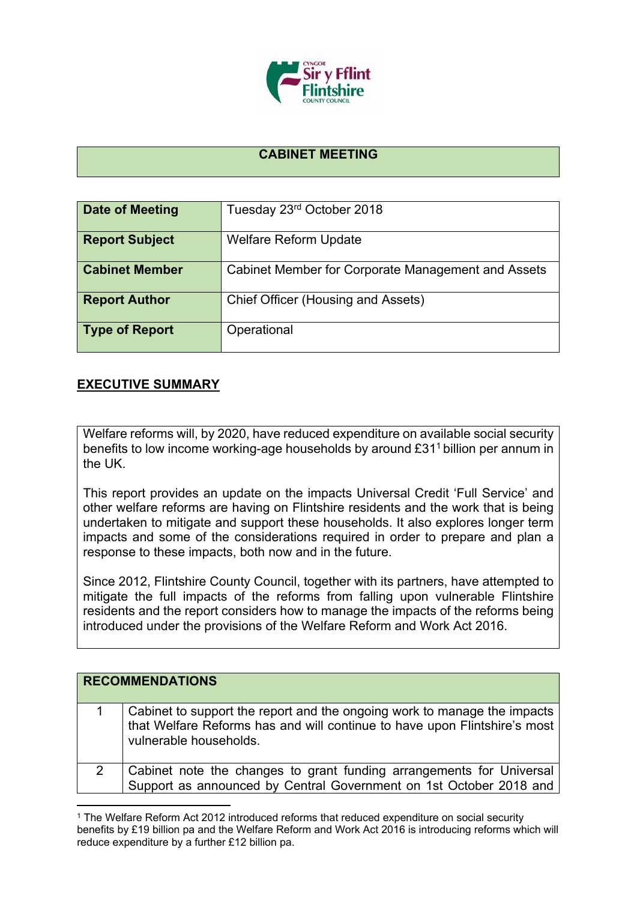Cyngor Sir y Fflint
Flintshire County Council

## CABINET MEETING

| | |
|---|---|
| **Date of Meeting** | Tuesday 23rd October 2018 |
| **Report Subject** | Welfare Reform Update |
| **Cabinet Member** | Cabinet Member for Corporate Management and Assets |
| **Report Author** | Chief Officer (Housing and Assets) |
| **Type of Report** | Operational |

## EXECUTIVE SUMMARY

Welfare reforms will, by 2020, have reduced expenditure on available social security benefits to low income working-age households by around £31[1] billion per annum in the UK.

This report provides an update on the impacts Universal Credit 'Full Service' and other welfare reforms are having on Flintshire residents and the work that is being undertaken to mitigate and support these households. It also explores longer term impacts and some of the considerations required in order to prepare and plan a response to these impacts, both now and in the future.

Since 2012, Flintshire County Council, together with its partners, have attempted to mitigate the full impacts of the reforms from falling upon vulnerable Flintshire residents and the report considers how to manage the impacts of the reforms being introduced under the provisions of the Welfare Reform and Work Act 2016.

| RECOMMENDATIONS | |
|---|---|
| 1 | Cabinet to support the report and the ongoing work to manage the impacts that Welfare Reforms has and will continue to have upon Flintshire's most vulnerable households. |
| 2 | Cabinet note the changes to grant funding arrangements for Universal Support as announced by Central Government on 1st October 2018 and |

[1] The Welfare Reform Act 2012 introduced reforms that reduced expenditure on social security benefits by £19 billion pa and the Welfare Reform and Work Act 2016 is introducing reforms which will reduce expenditure by a further £12 billion pa.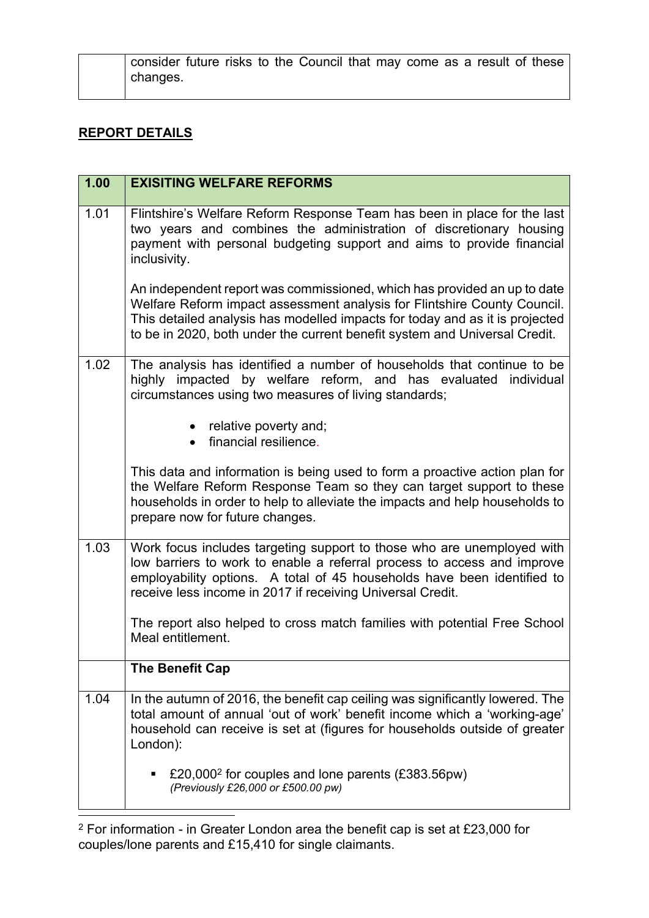| | consider future risks to the Council that may come as a result of these changes. |
|---|---|

## REPORT DETAILS

| 1.00 | EXISITING WELFARE REFORMS |
|---|---|
| 1.01 | Flintshire's Welfare Reform Response Team has been in place for the last two years and combines the administration of discretionary housing payment with personal budgeting support and aims to provide financial inclusivity.<br><br>An independent report was commissioned, which has provided an up to date Welfare Reform impact assessment analysis for Flintshire County Council. This detailed analysis has modelled impacts for today and as it is projected to be in 2020, both under the current benefit system and Universal Credit. |
| 1.02 | The analysis has identified a number of households that continue to be highly impacted by welfare reform, and has evaluated individual circumstances using two measures of living standards;<br><br>• relative poverty and;<br>• financial resilience.<br><br>This data and information is being used to form a proactive action plan for the Welfare Reform Response Team so they can target support to these households in order to help to alleviate the impacts and help households to prepare now for future changes. |
| 1.03 | Work focus includes targeting support to those who are unemployed with low barriers to work to enable a referral process to access and improve employability options. A total of 45 households have been identified to receive less income in 2017 if receiving Universal Credit.<br><br>The report also helped to cross match families with potential Free School Meal entitlement. |
| | **The Benefit Cap** |
| 1.04 | In the autumn of 2016, the benefit cap ceiling was significantly lowered. The total amount of annual 'out of work' benefit income which a 'working-age' household can receive is set at (figures for households outside of greater London):<br><br>▪ £20,000[2] for couples and lone parents (£383.56pw)<br>*(Previously £26,000 or £500.00 pw)* |

[2] For information - in Greater London area the benefit cap is set at £23,000 for couples/lone parents and £15,410 for single claimants.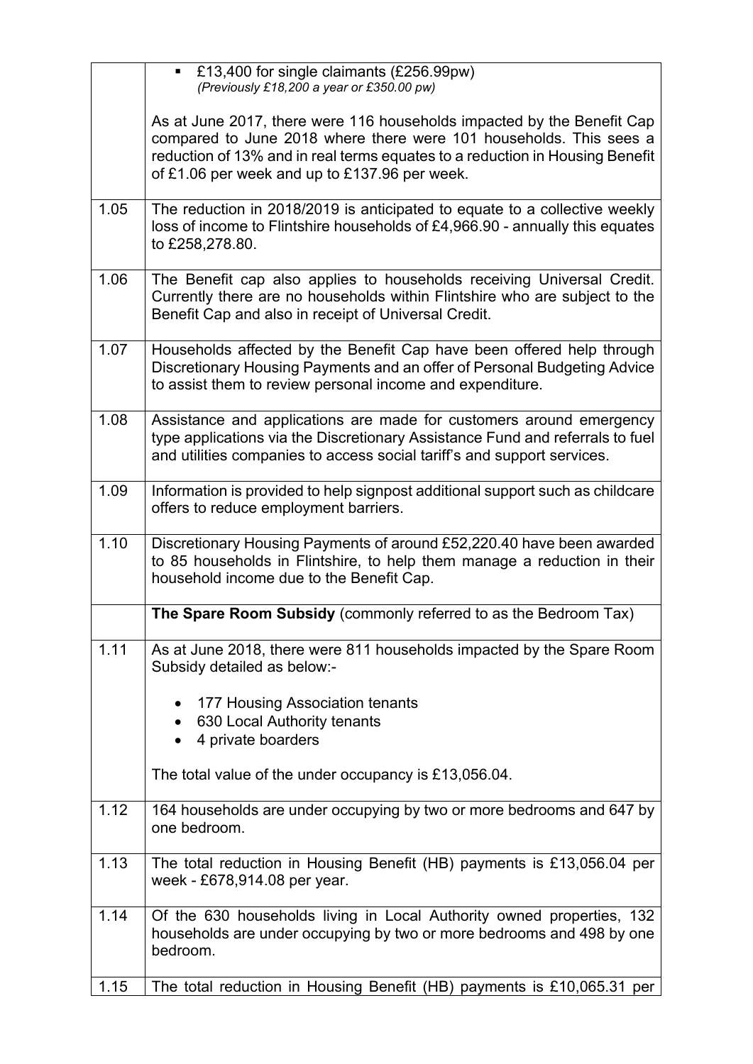| | |
|---|---|
| | ▪ £13,400 for single claimants (£256.99pw) *(Previously £18,200 a year or £350.00 pw)* <br><br> As at June 2017, there were 116 households impacted by the Benefit Cap compared to June 2018 where there were 101 households. This sees a reduction of 13% and in real terms equates to a reduction in Housing Benefit of £1.06 per week and up to £137.96 per week. |
| 1.05 | The reduction in 2018/2019 is anticipated to equate to a collective weekly loss of income to Flintshire households of £4,966.90 - annually this equates to £258,278.80. |
| 1.06 | The Benefit cap also applies to households receiving Universal Credit. Currently there are no households within Flintshire who are subject to the Benefit Cap and also in receipt of Universal Credit. |
| 1.07 | Households affected by the Benefit Cap have been offered help through Discretionary Housing Payments and an offer of Personal Budgeting Advice to assist them to review personal income and expenditure. |
| 1.08 | Assistance and applications are made for customers around emergency type applications via the Discretionary Assistance Fund and referrals to fuel and utilities companies to access social tariff's and support services. |
| 1.09 | Information is provided to help signpost additional support such as childcare offers to reduce employment barriers. |
| 1.10 | Discretionary Housing Payments of around £52,220.40 have been awarded to 85 households in Flintshire, to help them manage a reduction in their household income due to the Benefit Cap. |
| | **The Spare Room Subsidy** (commonly referred to as the Bedroom Tax) |
| 1.11 | As at June 2018, there were 811 households impacted by the Spare Room Subsidy detailed as below:- <br><br> • 177 Housing Association tenants <br> • 630 Local Authority tenants <br> • 4 private boarders <br><br> The total value of the under occupancy is £13,056.04. |
| 1.12 | 164 households are under occupying by two or more bedrooms and 647 by one bedroom. |
| 1.13 | The total reduction in Housing Benefit (HB) payments is £13,056.04 per week - £678,914.08 per year. |
| 1.14 | Of the 630 households living in Local Authority owned properties, 132 households are under occupying by two or more bedrooms and 498 by one bedroom. |
| 1.15 | The total reduction in Housing Benefit (HB) payments is £10,065.31 per |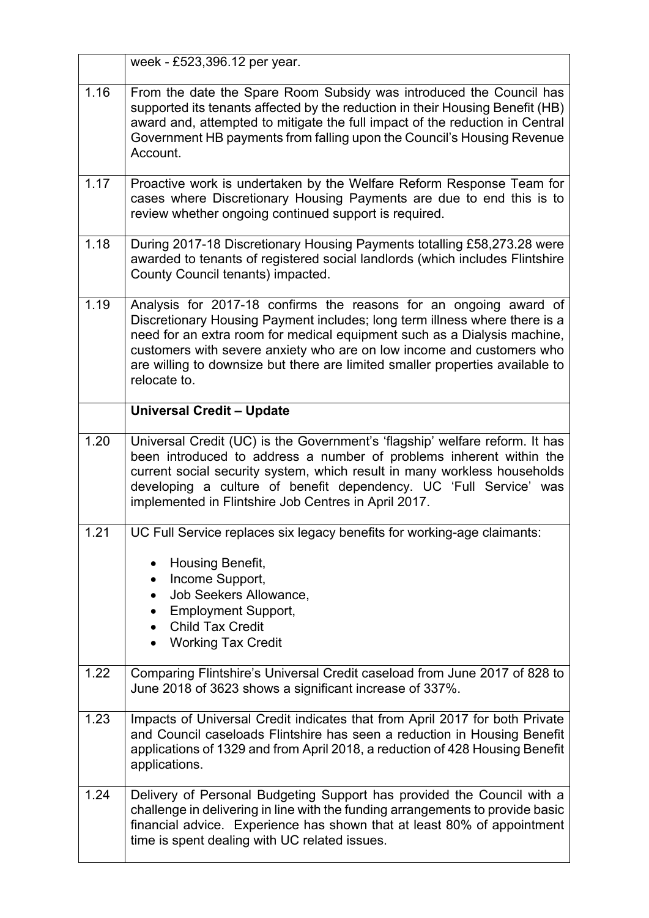|  |  |
|---|---|
|  | week - £523,396.12 per year. |
| 1.16 | From the date the Spare Room Subsidy was introduced the Council has supported its tenants affected by the reduction in their Housing Benefit (HB) award and, attempted to mitigate the full impact of the reduction in Central Government HB payments from falling upon the Council's Housing Revenue Account. |
| 1.17 | Proactive work is undertaken by the Welfare Reform Response Team for cases where Discretionary Housing Payments are due to end this is to review whether ongoing continued support is required. |
| 1.18 | During 2017-18 Discretionary Housing Payments totalling £58,273.28 were awarded to tenants of registered social landlords (which includes Flintshire County Council tenants) impacted. |
| 1.19 | Analysis for 2017-18 confirms the reasons for an ongoing award of Discretionary Housing Payment includes; long term illness where there is a need for an extra room for medical equipment such as a Dialysis machine, customers with severe anxiety who are on low income and customers who are willing to downsize but there are limited smaller properties available to relocate to. |
|  | **Universal Credit – Update** |
| 1.20 | Universal Credit (UC) is the Government's 'flagship' welfare reform. It has been introduced to address a number of problems inherent within the current social security system, which result in many workless households developing a culture of benefit dependency. UC 'Full Service' was implemented in Flintshire Job Centres in April 2017. |
| 1.21 | UC Full Service replaces six legacy benefits for working-age claimants:<br><br>• Housing Benefit,<br>• Income Support,<br>• Job Seekers Allowance,<br>• Employment Support,<br>• Child Tax Credit<br>• Working Tax Credit |
| 1.22 | Comparing Flintshire's Universal Credit caseload from June 2017 of 828 to June 2018 of 3623 shows a significant increase of 337%. |
| 1.23 | Impacts of Universal Credit indicates that from April 2017 for both Private and Council caseloads Flintshire has seen a reduction in Housing Benefit applications of 1329 and from April 2018, a reduction of 428 Housing Benefit applications. |
| 1.24 | Delivery of Personal Budgeting Support has provided the Council with a challenge in delivering in line with the funding arrangements to provide basic financial advice. Experience has shown that at least 80% of appointment time is spent dealing with UC related issues. |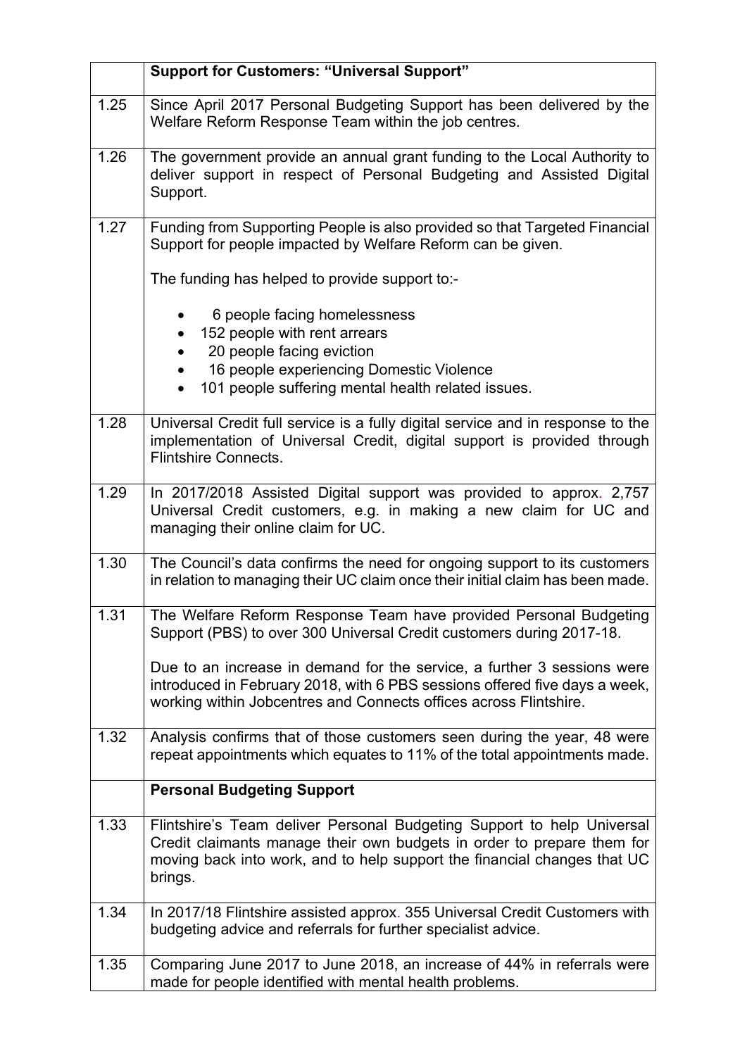| | **Support for Customers: "Universal Support"** |
|---|---|
| 1.25 | Since April 2017 Personal Budgeting Support has been delivered by the Welfare Reform Response Team within the job centres. |
| 1.26 | The government provide an annual grant funding to the Local Authority to deliver support in respect of Personal Budgeting and Assisted Digital Support. |
| 1.27 | Funding from Supporting People is also provided so that Targeted Financial Support for people impacted by Welfare Reform can be given.<br><br>The funding has helped to provide support to:-<br><br>• 6 people facing homelessness<br>• 152 people with rent arrears<br>• 20 people facing eviction<br>• 16 people experiencing Domestic Violence<br>• 101 people suffering mental health related issues. |
| 1.28 | Universal Credit full service is a fully digital service and in response to the implementation of Universal Credit, digital support is provided through Flintshire Connects. |
| 1.29 | In 2017/2018 Assisted Digital support was provided to approx. 2,757 Universal Credit customers, e.g. in making a new claim for UC and managing their online claim for UC. |
| 1.30 | The Council's data confirms the need for ongoing support to its customers in relation to managing their UC claim once their initial claim has been made. |
| 1.31 | The Welfare Reform Response Team have provided Personal Budgeting Support (PBS) to over 300 Universal Credit customers during 2017-18.<br><br>Due to an increase in demand for the service, a further 3 sessions were introduced in February 2018, with 6 PBS sessions offered five days a week, working within Jobcentres and Connects offices across Flintshire. |
| 1.32 | Analysis confirms that of those customers seen during the year, 48 were repeat appointments which equates to 11% of the total appointments made. |
| | **Personal Budgeting Support** |
| 1.33 | Flintshire's Team deliver Personal Budgeting Support to help Universal Credit claimants manage their own budgets in order to prepare them for moving back into work, and to help support the financial changes that UC brings. |
| 1.34 | In 2017/18 Flintshire assisted approx. 355 Universal Credit Customers with budgeting advice and referrals for further specialist advice. |
| 1.35 | Comparing June 2017 to June 2018, an increase of 44% in referrals were made for people identified with mental health problems. |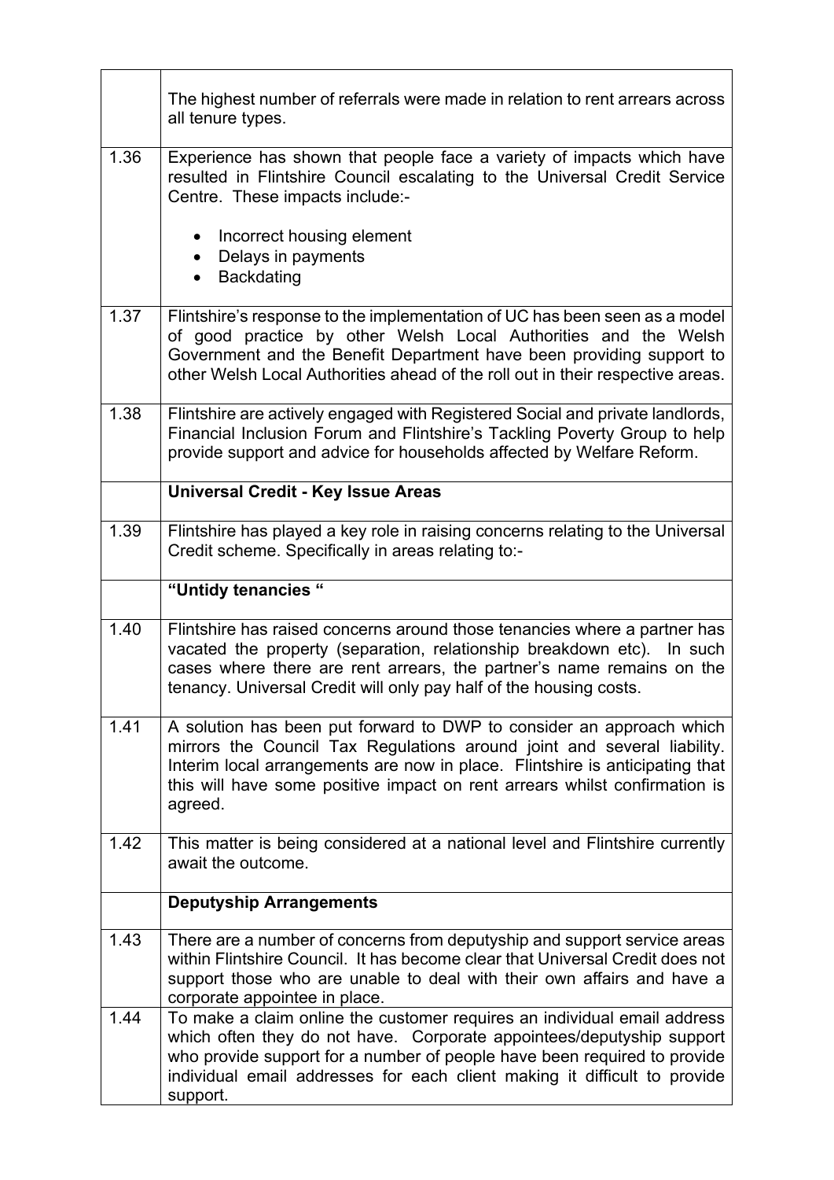| | |
|---|---|
| | The highest number of referrals were made in relation to rent arrears across all tenure types. |
| 1.36 | Experience has shown that people face a variety of impacts which have resulted in Flintshire Council escalating to the Universal Credit Service Centre. These impacts include:-<br><br>• Incorrect housing element<br>• Delays in payments<br>• Backdating |
| 1.37 | Flintshire's response to the implementation of UC has been seen as a model of good practice by other Welsh Local Authorities and the Welsh Government and the Benefit Department have been providing support to other Welsh Local Authorities ahead of the roll out in their respective areas. |
| 1.38 | Flintshire are actively engaged with Registered Social and private landlords, Financial Inclusion Forum and Flintshire's Tackling Poverty Group to help provide support and advice for households affected by Welfare Reform. |
| | **Universal Credit - Key Issue Areas** |
| 1.39 | Flintshire has played a key role in raising concerns relating to the Universal Credit scheme. Specifically in areas relating to:- |
| | **"Untidy tenancies "** |
| 1.40 | Flintshire has raised concerns around those tenancies where a partner has vacated the property (separation, relationship breakdown etc). In such cases where there are rent arrears, the partner's name remains on the tenancy. Universal Credit will only pay half of the housing costs. |
| 1.41 | A solution has been put forward to DWP to consider an approach which mirrors the Council Tax Regulations around joint and several liability. Interim local arrangements are now in place. Flintshire is anticipating that this will have some positive impact on rent arrears whilst confirmation is agreed. |
| 1.42 | This matter is being considered at a national level and Flintshire currently await the outcome. |
| | **Deputyship Arrangements** |
| 1.43 | There are a number of concerns from deputyship and support service areas within Flintshire Council. It has become clear that Universal Credit does not support those who are unable to deal with their own affairs and have a corporate appointee in place. |
| 1.44 | To make a claim online the customer requires an individual email address which often they do not have. Corporate appointees/deputyship support who provide support for a number of people have been required to provide individual email addresses for each client making it difficult to provide support. |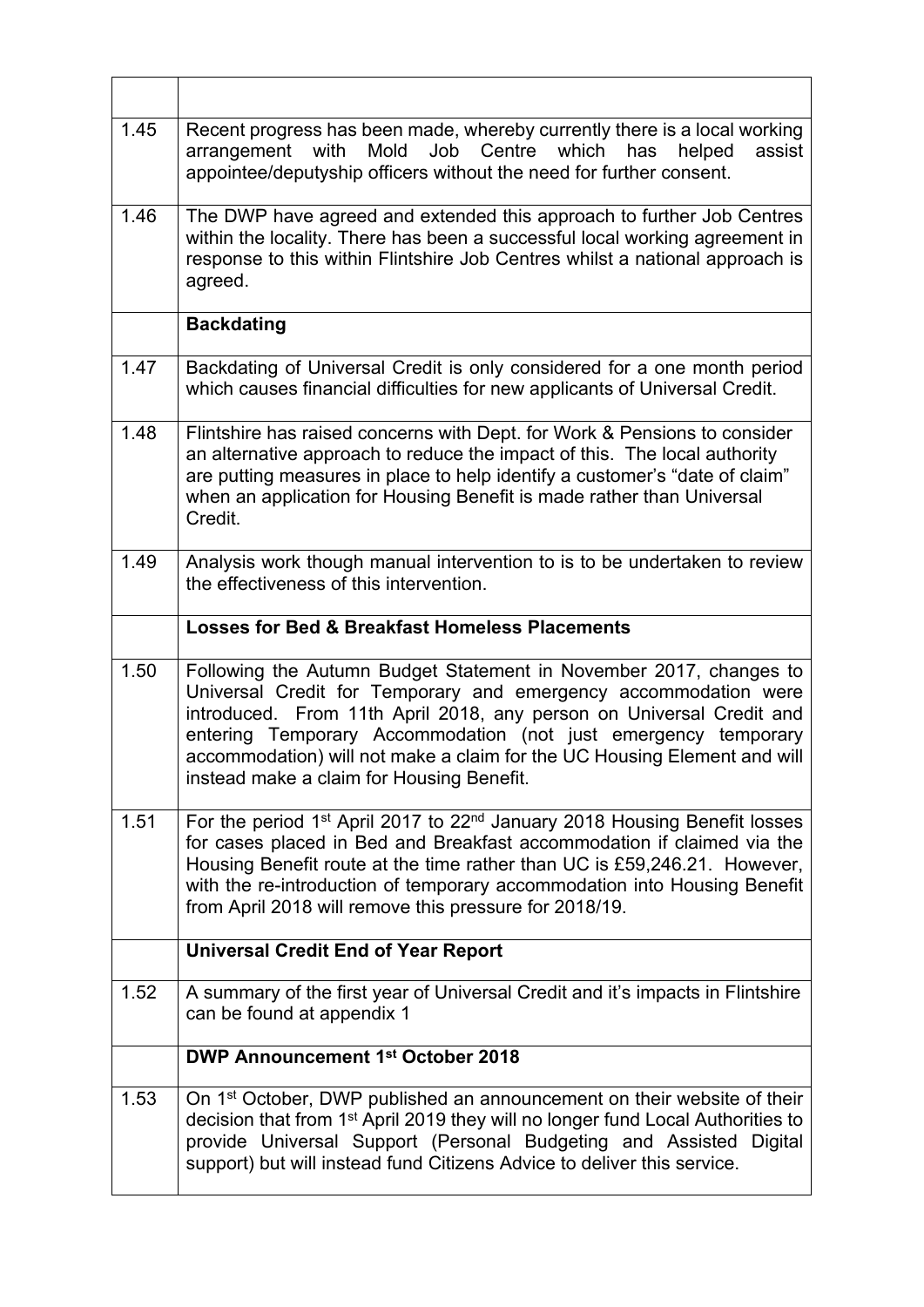| | |
|---|---|
| 1.45 | Recent progress has been made, whereby currently there is a local working arrangement with Mold Job Centre which has helped assist appointee/deputyship officers without the need for further consent. |
| 1.46 | The DWP have agreed and extended this approach to further Job Centres within the locality. There has been a successful local working agreement in response to this within Flintshire Job Centres whilst a national approach is agreed. |
| | **Backdating** |
| 1.47 | Backdating of Universal Credit is only considered for a one month period which causes financial difficulties for new applicants of Universal Credit. |
| 1.48 | Flintshire has raised concerns with Dept. for Work & Pensions to consider an alternative approach to reduce the impact of this. The local authority are putting measures in place to help identify a customer's "date of claim" when an application for Housing Benefit is made rather than Universal Credit. |
| 1.49 | Analysis work though manual intervention to is to be undertaken to review the effectiveness of this intervention. |
| | **Losses for Bed & Breakfast Homeless Placements** |
| 1.50 | Following the Autumn Budget Statement in November 2017, changes to Universal Credit for Temporary and emergency accommodation were introduced. From 11th April 2018, any person on Universal Credit and entering Temporary Accommodation (not just emergency temporary accommodation) will not make a claim for the UC Housing Element and will instead make a claim for Housing Benefit. |
| 1.51 | For the period 1st April 2017 to 22nd January 2018 Housing Benefit losses for cases placed in Bed and Breakfast accommodation if claimed via the Housing Benefit route at the time rather than UC is £59,246.21. However, with the re-introduction of temporary accommodation into Housing Benefit from April 2018 will remove this pressure for 2018/19. |
| | **Universal Credit End of Year Report** |
| 1.52 | A summary of the first year of Universal Credit and it's impacts in Flintshire can be found at appendix 1 |
| | **DWP Announcement 1st October 2018** |
| 1.53 | On 1st October, DWP published an announcement on their website of their decision that from 1st April 2019 they will no longer fund Local Authorities to provide Universal Support (Personal Budgeting and Assisted Digital support) but will instead fund Citizens Advice to deliver this service. |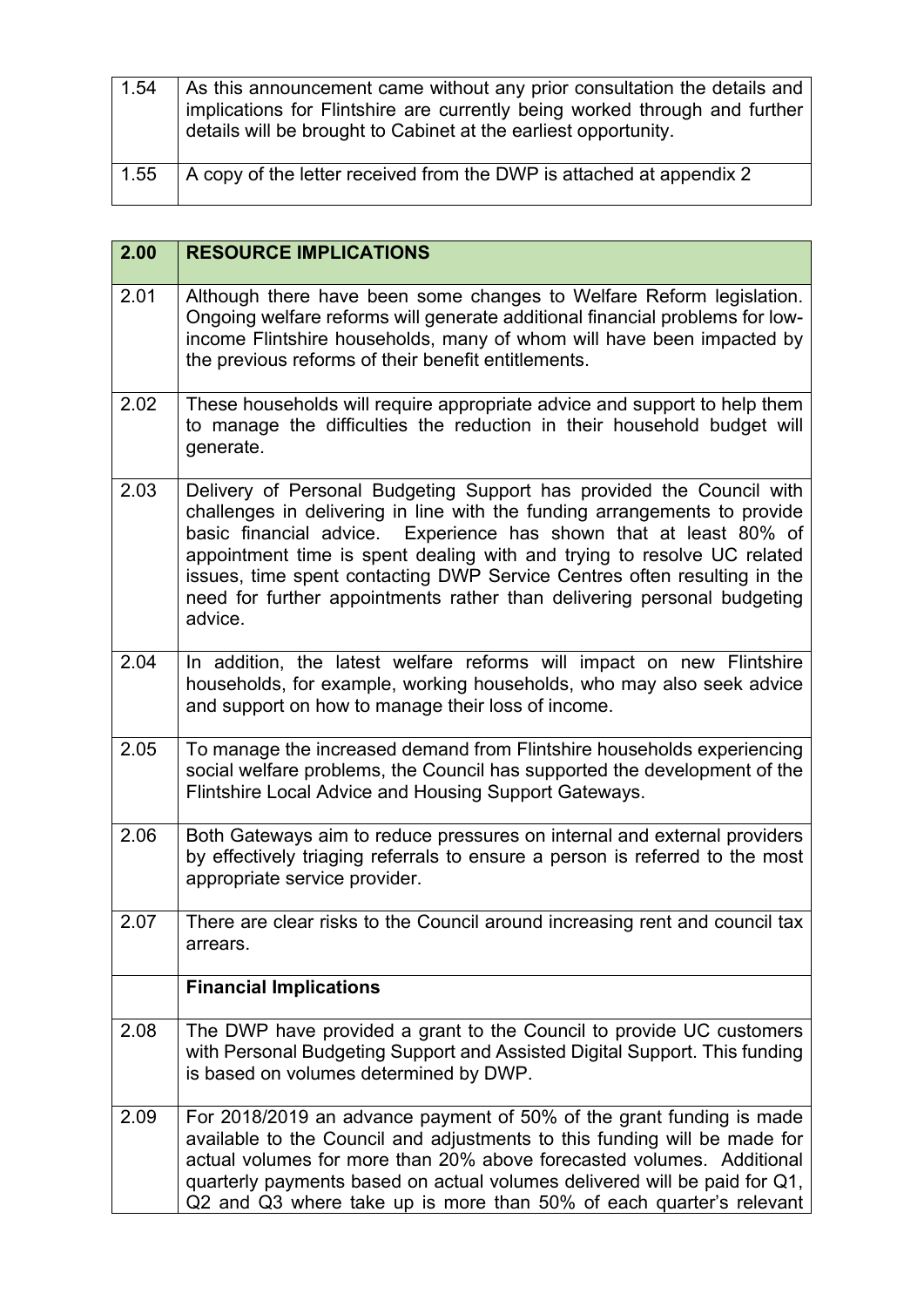| 1.54 | As this announcement came without any prior consultation the details and implications for Flintshire are currently being worked through and further details will be brought to Cabinet at the earliest opportunity. |
|---|---|
| 1.55 | A copy of the letter received from the DWP is attached at appendix 2 |

| 2.00 | **RESOURCE IMPLICATIONS** |
|---|---|
| 2.01 | Although there have been some changes to Welfare Reform legislation. Ongoing welfare reforms will generate additional financial problems for low-income Flintshire households, many of whom will have been impacted by the previous reforms of their benefit entitlements. |
| 2.02 | These households will require appropriate advice and support to help them to manage the difficulties the reduction in their household budget will generate. |
| 2.03 | Delivery of Personal Budgeting Support has provided the Council with challenges in delivering in line with the funding arrangements to provide basic financial advice. Experience has shown that at least 80% of appointment time is spent dealing with and trying to resolve UC related issues, time spent contacting DWP Service Centres often resulting in the need for further appointments rather than delivering personal budgeting advice. |
| 2.04 | In addition, the latest welfare reforms will impact on new Flintshire households, for example, working households, who may also seek advice and support on how to manage their loss of income. |
| 2.05 | To manage the increased demand from Flintshire households experiencing social welfare problems, the Council has supported the development of the Flintshire Local Advice and Housing Support Gateways. |
| 2.06 | Both Gateways aim to reduce pressures on internal and external providers by effectively triaging referrals to ensure a person is referred to the most appropriate service provider. |
| 2.07 | There are clear risks to the Council around increasing rent and council tax arrears. |
| | **Financial Implications** |
| 2.08 | The DWP have provided a grant to the Council to provide UC customers with Personal Budgeting Support and Assisted Digital Support. This funding is based on volumes determined by DWP. |
| 2.09 | For 2018/2019 an advance payment of 50% of the grant funding is made available to the Council and adjustments to this funding will be made for actual volumes for more than 20% above forecasted volumes. Additional quarterly payments based on actual volumes delivered will be paid for Q1, Q2 and Q3 where take up is more than 50% of each quarter's relevant |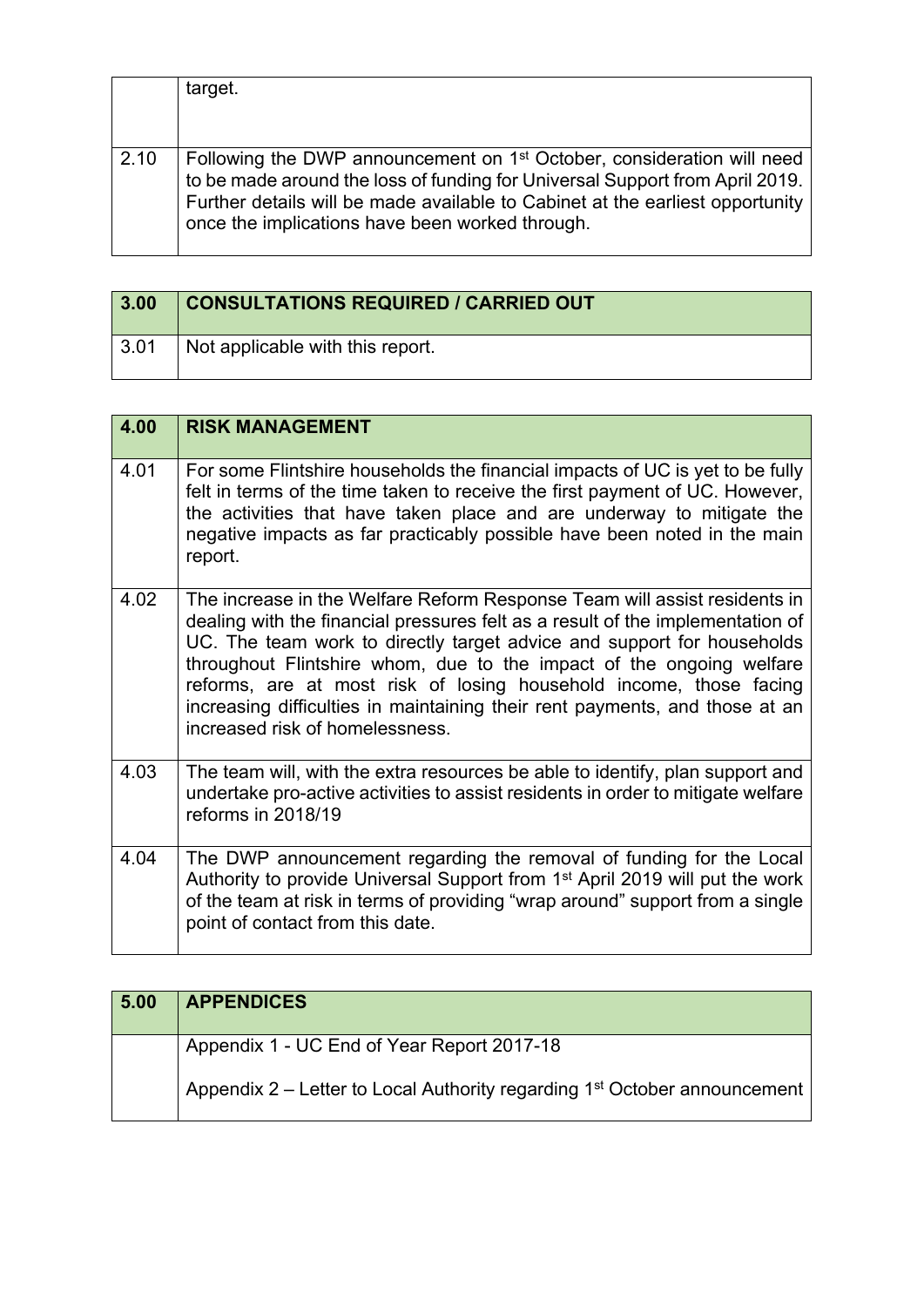| | |
|---|---|
| | target. |
| 2.10 | Following the DWP announcement on 1st October, consideration will need to be made around the loss of funding for Universal Support from April 2019. Further details will be made available to Cabinet at the earliest opportunity once the implications have been worked through. |

| 3.00 | CONSULTATIONS REQUIRED / CARRIED OUT |
|---|---|
| 3.01 | Not applicable with this report. |

| 4.00 | RISK MANAGEMENT |
|---|---|
| 4.01 | For some Flintshire households the financial impacts of UC is yet to be fully felt in terms of the time taken to receive the first payment of UC. However, the activities that have taken place and are underway to mitigate the negative impacts as far practicably possible have been noted in the main report. |
| 4.02 | The increase in the Welfare Reform Response Team will assist residents in dealing with the financial pressures felt as a result of the implementation of UC. The team work to directly target advice and support for households throughout Flintshire whom, due to the impact of the ongoing welfare reforms, are at most risk of losing household income, those facing increasing difficulties in maintaining their rent payments, and those at an increased risk of homelessness. |
| 4.03 | The team will, with the extra resources be able to identify, plan support and undertake pro-active activities to assist residents in order to mitigate welfare reforms in 2018/19 |
| 4.04 | The DWP announcement regarding the removal of funding for the Local Authority to provide Universal Support from 1st April 2019 will put the work of the team at risk in terms of providing "wrap around" support from a single point of contact from this date. |

| 5.00 | APPENDICES |
|---|---|
| | Appendix 1 - UC End of Year Report 2017-18<br><br>Appendix 2 – Letter to Local Authority regarding 1st October announcement |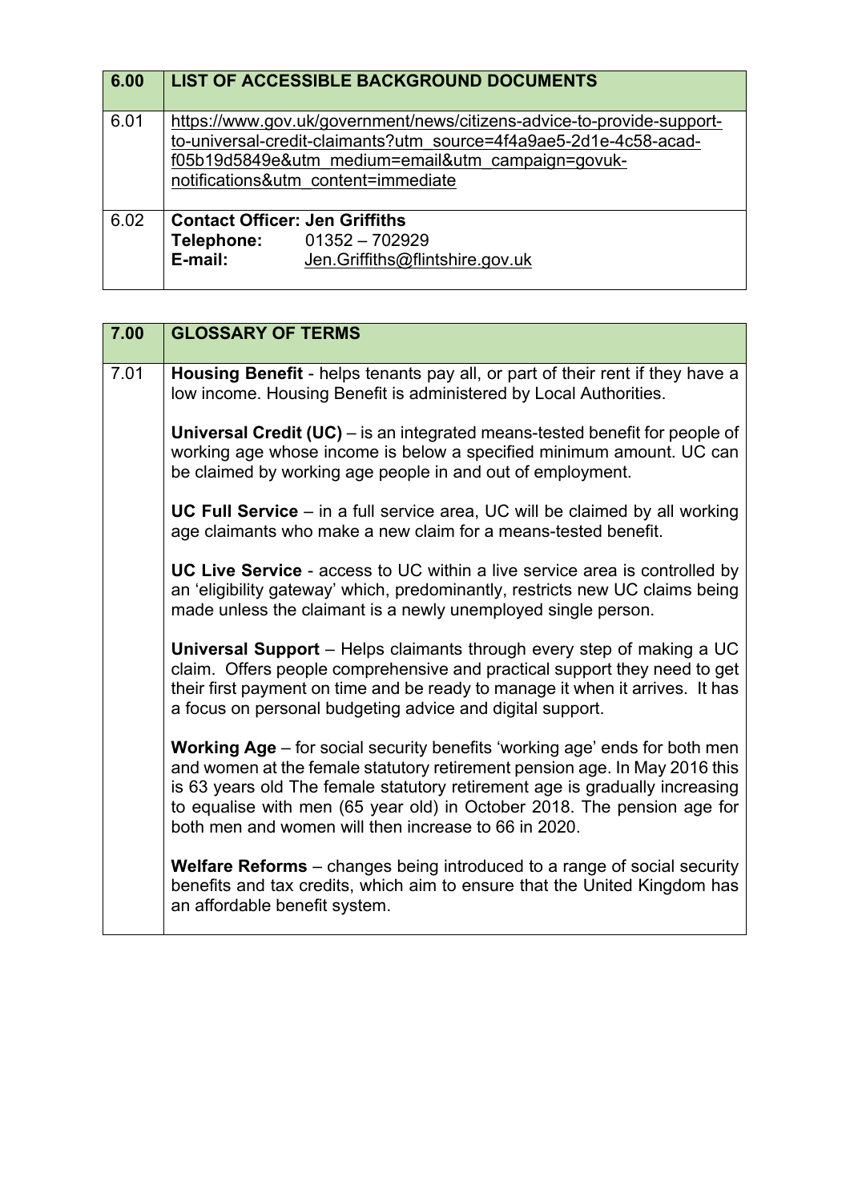| 6.00 | LIST OF ACCESSIBLE BACKGROUND DOCUMENTS |
|---|---|
| 6.01 | https://www.gov.uk/government/news/citizens-advice-to-provide-support-to-universal-credit-claimants?utm_source=4f4a9ae5-2d1e-4c58-acad-f05b19d5849e&utm_medium=email&utm_campaign=govuk-notifications&utm_content=immediate |
| 6.02 | **Contact Officer: Jen Griffiths**<br>**Telephone:** 01352 – 702929<br>**E-mail:** Jen.Griffiths@flintshire.gov.uk |

| 7.00 | GLOSSARY OF TERMS |
|---|---|
| 7.01 | **Housing Benefit** - helps tenants pay all, or part of their rent if they have a low income. Housing Benefit is administered by Local Authorities.<br><br>**Universal Credit (UC)** – is an integrated means-tested benefit for people of working age whose income is below a specified minimum amount. UC can be claimed by working age people in and out of employment.<br><br>**UC Full Service** – in a full service area, UC will be claimed by all working age claimants who make a new claim for a means-tested benefit.<br><br>**UC Live Service** - access to UC within a live service area is controlled by an 'eligibility gateway' which, predominantly, restricts new UC claims being made unless the claimant is a newly unemployed single person.<br><br>**Universal Support** – Helps claimants through every step of making a UC claim. Offers people comprehensive and practical support they need to get their first payment on time and be ready to manage it when it arrives. It has a focus on personal budgeting advice and digital support.<br><br>**Working Age** – for social security benefits 'working age' ends for both men and women at the female statutory retirement pension age. In May 2016 this is 63 years old The female statutory retirement age is gradually increasing to equalise with men (65 year old) in October 2018. The pension age for both men and women will then increase to 66 in 2020.<br><br>**Welfare Reforms** – changes being introduced to a range of social security benefits and tax credits, which aim to ensure that the United Kingdom has an affordable benefit system. |